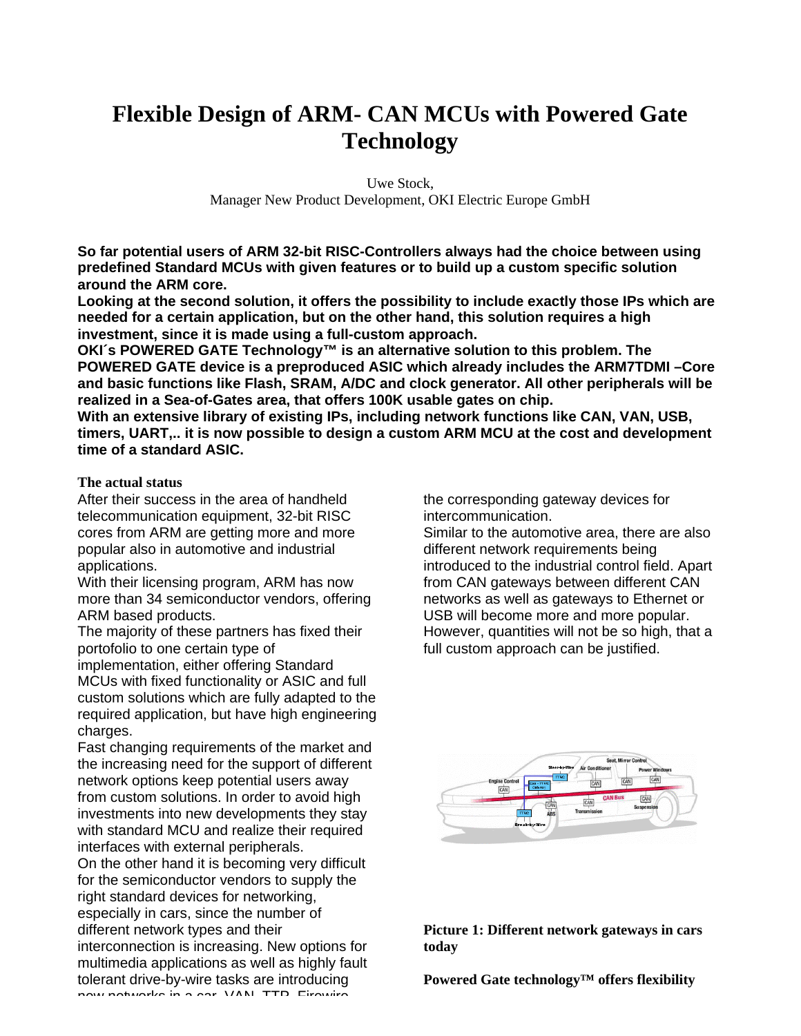# Flexible Design of ARM- CAN MCUs with Powered Gate Technology

Uwe Stock,
Manager New Product Development, OKI Electric Europe GmbH

**So far potential users of ARM 32-bit RISC-Controllers always had the choice between using predefined Standard MCUs with given features or to build up a custom specific solution around the ARM core.**
**Looking at the second solution, it offers the possibility to include exactly those IPs which are needed for a certain application, but on the other hand, this solution requires a high investment, since it is made using a full-custom approach.**
**OKI´s POWERED GATE Technology™ is an alternative solution to this problem. The POWERED GATE device is a preproduced ASIC which already includes the ARM7TDMI –Core and basic functions like Flash, SRAM, A/DC and clock generator. All other peripherals will be realized in a Sea-of-Gates area, that offers 100K usable gates on chip.**
**With an extensive library of existing IPs, including network functions like CAN, VAN, USB, timers, UART,.. it is now possible to design a custom ARM MCU at the cost and development time of a standard ASIC.**

### The actual status

After their success in the area of handheld telecommunication equipment, 32-bit RISC cores from ARM are getting more and more popular also in automotive and industrial applications.
With their licensing program, ARM has now more than 34 semiconductor vendors, offering ARM based products.
The majority of these partners has fixed their portofolio to one certain type of implementation, either offering Standard MCUs with fixed functionality or ASIC and full custom solutions which are fully adapted to the required application, but have high engineering charges.
Fast changing requirements of the market and the increasing need for the support of different network options keep potential users away from custom solutions. In order to avoid high investments into new developments they stay with standard MCU and realize their required interfaces with external peripherals.
On the other hand it is becoming very difficult for the semiconductor vendors to supply the right standard devices for networking, especially in cars, since the number of different network types and their interconnection is increasing. New options for multimedia applications as well as highly fault tolerant drive-by-wire tasks are introducing new networks in a car. VAN, TTP, Firewire the corresponding gateway devices for intercommunication.
Similar to the automotive area, there are also different network requirements being introduced to the industrial control field. Apart from CAN gateways between different CAN networks as well as gateways to Ethernet or USB will become more and more popular. However, quantities will not be so high, that a full custom approach can be justified.

**Picture 1: Different network gateways in cars today**

**Powered Gate technology™ offers flexibility**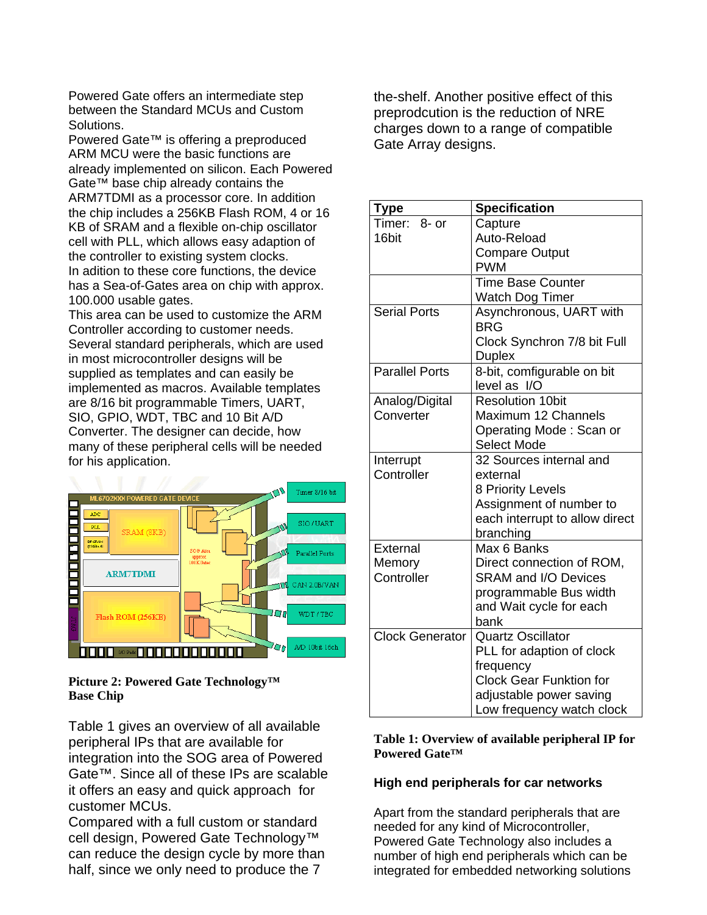Powered Gate offers an intermediate step between the Standard MCUs and Custom Solutions.
Powered Gate™ is offering a preproduced ARM MCU were the basic functions are already implemented on silicon. Each Powered Gate™ base chip already contains the ARM7TDMI as a processor core. In addition the chip includes a 256KB Flash ROM, 4 or 16 KB of SRAM and a flexible on-chip oscillator cell with PLL, which allows easy adaption of the controller to existing system clocks.
In adition to these core functions, the device has a Sea-of-Gates area on chip with approx. 100.000 usable gates.
This area can be used to customize the ARM Controller according to customer needs. Several standard peripherals, which are used in most microcontroller designs will be supplied as templates and can easily be implemented as macros. Available templates are 8/16 bit programmable Timers, UART, SIO, GPIO, WDT, TBC and 10 Bit A/D Converter. The designer can decide, how many of these peripheral cells will be needed for his application.

**Picture 2: Powered Gate Technology™ Base Chip**

Table 1 gives an overview of all available peripheral IPs that are available for integration into the SOG area of Powered Gate™. Since all of these IPs are scalable it offers an easy and quick approach for customer MCUs.
Compared with a full custom or standard cell design, Powered Gate Technology™ can reduce the design cycle by more than half, since we only need to produce the 7 the-shelf. Another positive effect of this preprodcution is the reduction of NRE charges down to a range of compatible Gate Array designs.

| Type | Specification |
|---|---|
| Timer: 8- or 16bit | Capture<br>Auto-Reload<br>Compare Output<br>PWM |
| | Time Base Counter<br>Watch Dog Timer |
| Serial Ports | Asynchronous, UART with BRG<br>Clock Synchron 7/8 bit Full Duplex |
| Parallel Ports | 8-bit, comfigurable on bit level as I/O |
| Analog/Digital Converter | Resolution 10bit<br>Maximum 12 Channels<br>Operating Mode : Scan or Select Mode |
| Interrupt Controller | 32 Sources internal and external<br>8 Priority Levels<br>Assignment of number to each interrupt to allow direct branching |
| External Memory Controller | Max 6 Banks<br>Direct connection of ROM, SRAM and I/O Devices<br>programmable Bus width and Wait cycle for each bank |
| Clock Generator | Quartz Oscillator<br>PLL for adaption of clock frequency<br>Clock Gear Funktion for adjustable power saving<br>Low frequency watch clock |

**Table 1: Overview of available peripheral IP for Powered Gate™**

**High end peripherals for car networks**

Apart from the standard peripherals that are needed for any kind of Microcontroller, Powered Gate Technology also includes a number of high end peripherals which can be integrated for embedded networking solutions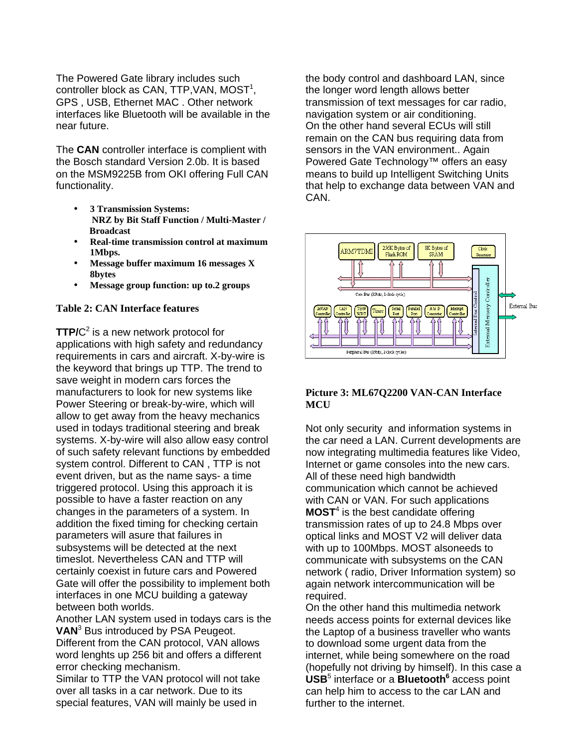The Powered Gate library includes such controller block as CAN, TTP,VAN, MOST[1], GPS , USB, Ethernet MAC . Other network interfaces like Bluetooth will be available in the near future.

The **CAN** controller interface is complient with the Bosch standard Version 2.0b. It is based on the MSM9225B from OKI offering Full CAN functionality.

- **3 Transmission Systems: NRZ by Bit Staff Function / Multi-Master / Broadcast**
- **Real-time transmission control at maximum 1Mbps.**
- **Message buffer maximum 16 messages X 8bytes**
- **Message group function: up to.2 groups**

**Table 2: CAN Interface features**

**TTP/**C[2] is a new network protocol for applications with high safety and redundancy requirements in cars and aircraft. X-by-wire is the keyword that brings up TTP. The trend to save weight in modern cars forces the manufacturers to look for new systems like Power Steering or break-by-wire, which will allow to get away from the heavy mechanics used in todays traditional steering and break systems. X-by-wire will also allow easy control of such safety relevant functions by embedded system control. Different to CAN , TTP is not event driven, but as the name says- a time triggered protocol. Using this approach it is possible to have a faster reaction on any changes in the parameters of a system. In addition the fixed timing for checking certain parameters will asure that failures in subsystems will be detected at the next timeslot. Nevertheless CAN and TTP will certainly coexist in future cars and Powered Gate will offer the possibility to implement both interfaces in one MCU building a gateway between both worlds.

Another LAN system used in todays cars is the **VAN**[3] Bus introduced by PSA Peugeot. Different from the CAN protocol, VAN allows word lenghts up 256 bit and offers a different error checking mechanism.

Similar to TTP the VAN protocol will not take over all tasks in a car network. Due to its special features, VAN will mainly be used in the body control and dashboard LAN, since the longer word length allows better transmission of text messages for car radio, navigation system or air conditioning.

On the other hand several ECUs will still remain on the CAN bus requiring data from sensors in the VAN environment.. Again Powered Gate Technology™ offers an easy means to build up Intelligent Switching Units that help to exchange data between VAN and CAN.

**Picture 3: ML67Q2200 VAN-CAN Interface MCU**

Not only security and information systems in the car need a LAN. Current developments are now integrating multimedia features like Video, Internet or game consoles into the new cars. All of these need high bandwidth communication which cannot be achieved with CAN or VAN. For such applications **MOST**[4] is the best candidate offering transmission rates of up to 24.8 Mbps over optical links and MOST V2 will deliver data with up to 100Mbps. MOST alsoneeds to communicate with subsystems on the CAN network ( radio, Driver Information system) so again network intercommunication will be required.

On the other hand this multimedia network needs access points for external devices like the Laptop of a business traveller who wants to download some urgent data from the internet, while being somewhere on the road (hopefully not driving by himself). In this case a **USB**[5] interface or a **Bluetooth**[6] access point can help him to access to the car LAN and further to the internet.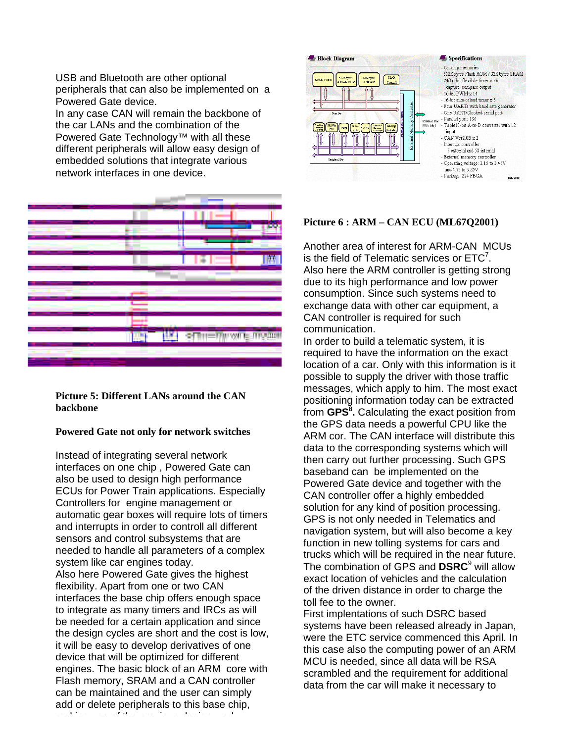USB and Bluetooth are other optional peripherals that can also be implemented on a Powered Gate device.
In any case CAN will remain the backbone of the car LANs and the combination of the Powered Gate Technology™ with all these different peripherals will allow easy design of embedded solutions that integrate various network interfaces in one device.

**Picture 5: Different LANs around the CAN backbone**

**Powered Gate not only for network switches**

Instead of integrating several network interfaces on one chip , Powered Gate can also be used to design high performance ECUs for Power Train applications. Especially Controllers for engine management or automatic gear boxes will require lots of timers and interrupts in order to controll all different sensors and control subsystems that are needed to handle all parameters of a complex system like car engines today.
Also here Powered Gate gives the highest flexibility. Apart from one or two CAN interfaces the base chip offers enough space to integrate as many timers and IRCs as will be needed for a certain application and since the design cycles are short and the cost is low, it will be easy to develop derivatives of one device that will be optimized for different engines. The basic block of an ARM core with Flash memory, SRAM and a CAN controller can be maintained and the user can simply add or delete peripherals to this base chip,

**Picture 6 : ARM – CAN ECU (ML67Q2001)**

Another area of interest for ARM-CAN MCUs is the field of Telematic services or ETC[7].
Also here the ARM controller is getting strong due to its high performance and low power consumption. Since such systems need to exchange data with other car equipment, a CAN controller is required for such communication.
In order to build a telematic system, it is required to have the information on the exact location of a car. Only with this information is it possible to supply the driver with those traffic messages, which apply to him. The most exact positioning information today can be extracted from **GPS**[8]**.** Calculating the exact position from the GPS data needs a powerful CPU like the ARM cor. The CAN interface will distribute this data to the corresponding systems which will then carry out further processing. Such GPS baseband can be implemented on the Powered Gate device and together with the CAN controller offer a highly embedded solution for any kind of position processing.
GPS is not only needed in Telematics and navigation system, but will also become a key function in new tolling systems for cars and trucks which will be required in the near future. The combination of GPS and **DSRC**[9] will allow exact location of vehicles and the calculation of the driven distance in order to charge the toll fee to the owner.
First implentations of such DSRC based systems have been released already in Japan, were the ETC service commenced this April. In this case also the computing power of an ARM MCU is needed, since all data will be RSA scrambled and the requirement for additional data from the car will make it necessary to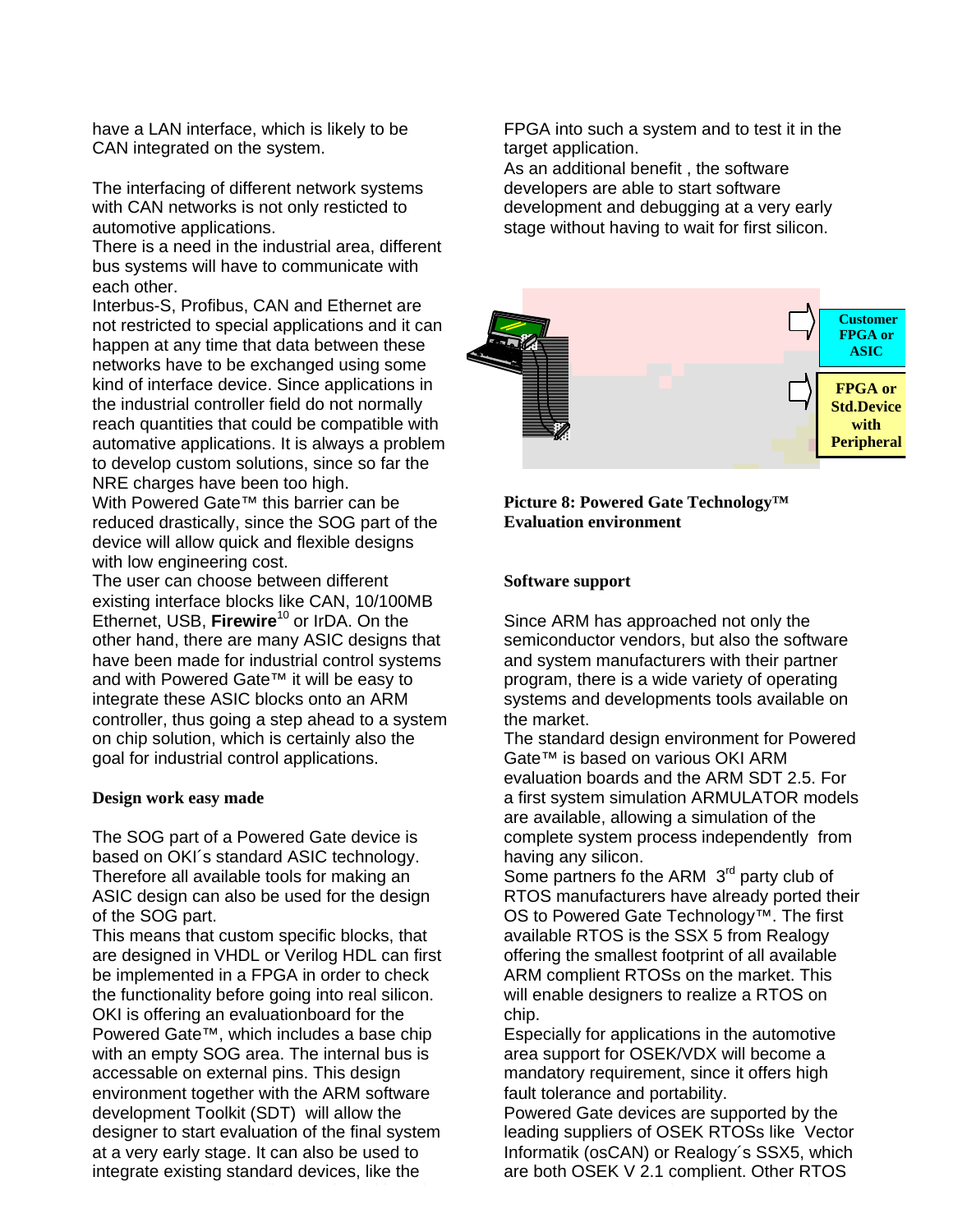have a LAN interface, which is likely to be CAN integrated on the system.

The interfacing of different network systems with CAN networks is not only resticted to automotive applications.
There is a need in the industrial area, different bus systems will have to communicate with each other.
Interbus-S, Profibus, CAN and Ethernet are not restricted to special applications and it can happen at any time that data between these networks have to be exchanged using some kind of interface device. Since applications in the industrial controller field do not normally reach quantities that could be compatible with automotive applications. It is always a problem to develop custom solutions, since so far the NRE charges have been too high.
With Powered Gate™ this barrier can be reduced drastically, since the SOG part of the device will allow quick and flexible designs with low engineering cost.
The user can choose between different existing interface blocks like CAN, 10/100MB Ethernet, USB, **Firewire**[10] or IrDA. On the other hand, there are many ASIC designs that have been made for industrial control systems and with Powered Gate™ it will be easy to integrate these ASIC blocks onto an ARM controller, thus going a step ahead to a system on chip solution, which is certainly also the goal for industrial control applications.

**Design work easy made**

The SOG part of a Powered Gate device is based on OKI´s standard ASIC technology. Therefore all available tools for making an ASIC design can also be used for the design of the SOG part.
This means that custom specific blocks, that are designed in VHDL or Verilog HDL can first be implemented in a FPGA in order to check the functionality before going into real silicon.
OKI is offering an evaluationboard for the Powered Gate™, which includes a base chip with an empty SOG area. The internal bus is accessable on external pins. This design environment together with the ARM software development Toolkit (SDT) will allow the designer to start evaluation of the final system at a very early stage. It can also be used to integrate existing standard devices, like the FPGA into such a system and to test it in the target application.
As an additional benefit , the software developers are able to start software development and debugging at a very early stage without having to wait for first silicon.

Customer FPGA or ASIC

FPGA or Std.Device with Peripheral

**Picture 8: Powered Gate Technology™ Evaluation environment**

**Software support**

Since ARM has approached not only the semiconductor vendors, but also the software and system manufacturers with their partner program, there is a wide variety of operating systems and developments tools available on the market.
The standard design environment for Powered Gate™ is based on various OKI ARM evaluation boards and the ARM SDT 2.5. For a first system simulation ARMULATOR models are available, allowing a simulation of the complete system process independently from having any silicon.
Some partners fo the ARM 3rd party club of RTOS manufacturers have already ported their OS to Powered Gate Technology™. The first available RTOS is the SSX 5 from Realogy offering the smallest footprint of all available ARM complient RTOSs on the market. This will enable designers to realize a RTOS on chip.
Especially for applications in the automotive area support for OSEK/VDX will become a mandatory requirement, since it offers high fault tolerance and portability.
Powered Gate devices are supported by the leading suppliers of OSEK RTOSs like Vector Informatik (osCAN) or Realogy´s SSX5, which are both OSEK V 2.1 complient. Other RTOS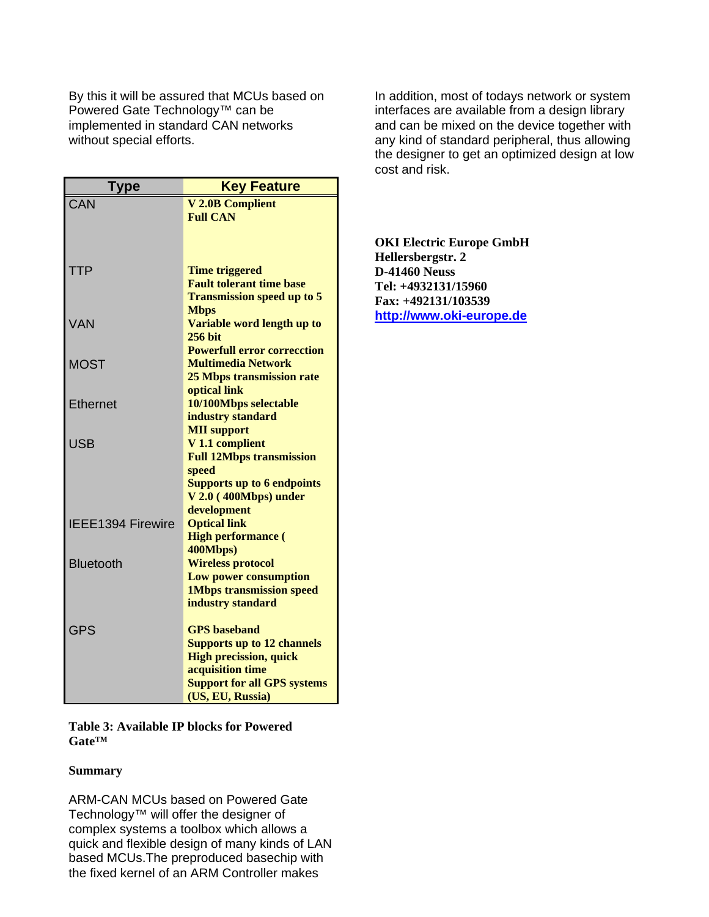By this it will be assured that MCUs based on Powered Gate Technology™ can be implemented in standard CAN networks without special efforts.

| Type | Key Feature |
|---|---|
| CAN | **V 2.0B Complient**<br>**Full CAN** |
| TTP | **Time triggered**<br>**Fault tolerant time base**<br>**Transmission speed up to 5 Mbps** |
| VAN | **Variable word length up to 256 bit**<br>**Powerfull error correcction** |
| MOST | **Multimedia Network**<br>**25 Mbps transmission rate**<br>**optical link** |
| Ethernet | **10/100Mbps selectable**<br>**industry standard**<br>**MII support** |
| USB | **V 1.1 complient**<br>**Full 12Mbps transmission speed**<br>**Supports up to 6 endpoints**<br>**V 2.0 ( 400Mbps) under development** |
| IEEE1394 Firewire | **Optical link**<br>**High performance ( 400Mbps)** |
| Bluetooth | **Wireless protocol**<br>**Low power consumption**<br>**1Mbps transmission speed**<br>**industry standard** |
| GPS | **GPS baseband**<br>**Supports up to 12 channels**<br>**High precission, quick acquisition time**<br>**Support for all GPS systems (US, EU, Russia)** |

**Table 3: Available IP blocks for Powered Gate™**

**Summary**

ARM-CAN MCUs based on Powered Gate Technology™ will offer the designer of complex systems a toolbox which allows a quick and flexible design of many kinds of LAN based MCUs.The preproduced basechip with the fixed kernel of an ARM Controller makes

In addition, most of todays network or system interfaces are available from a design library and can be mixed on the device together with any kind of standard peripheral, thus allowing the designer to get an optimized design at low cost and risk.

**OKI Electric Europe GmbH**
**Hellersbergstr. 2**
**D-41460 Neuss**
**Tel: +4932131/15960**
**Fax: +492131/103539**
**http://www.oki-europe.de**